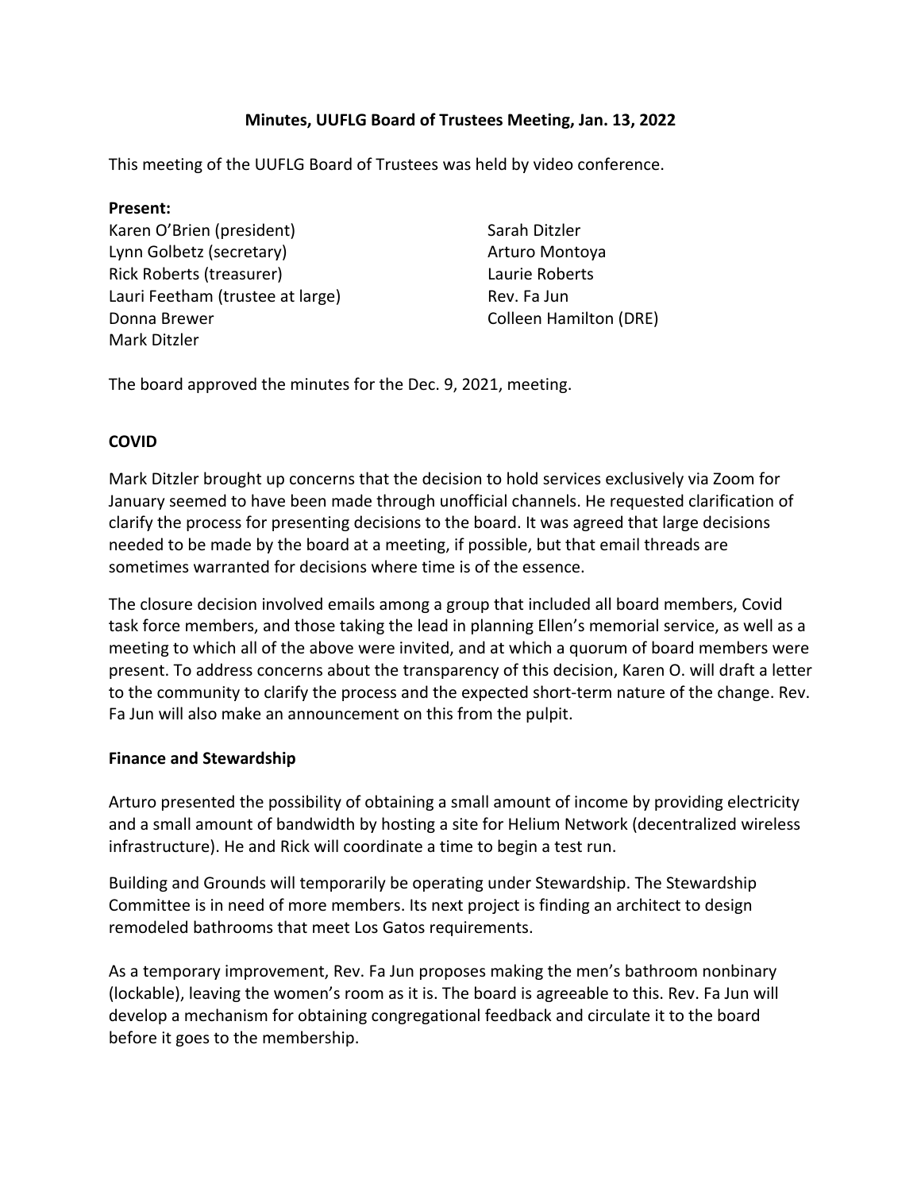**Minutes, UUFLG Board of Trustees Meeting, Jan. 13, 2022**

This meeting of the UUFLG Board of Trustees was held by video conference.

**Present:**

Karen O'Brien (president)
Lynn Golbetz (secretary)
Rick Roberts (treasurer)
Lauri Feetham (trustee at large)
Donna Brewer
Mark Ditzler
Sarah Ditzler
Arturo Montoya
Laurie Roberts
Rev. Fa Jun
Colleen Hamilton (DRE)

The board approved the minutes for the Dec. 9, 2021, meeting.

**COVID**

Mark Ditzler brought up concerns that the decision to hold services exclusively via Zoom for January seemed to have been made through unofficial channels. He requested clarification of clarify the process for presenting decisions to the board. It was agreed that large decisions needed to be made by the board at a meeting, if possible, but that email threads are sometimes warranted for decisions where time is of the essence.

The closure decision involved emails among a group that included all board members, Covid task force members, and those taking the lead in planning Ellen's memorial service, as well as a meeting to which all of the above were invited, and at which a quorum of board members were present. To address concerns about the transparency of this decision, Karen O. will draft a letter to the community to clarify the process and the expected short-term nature of the change. Rev. Fa Jun will also make an announcement on this from the pulpit.

**Finance and Stewardship**

Arturo presented the possibility of obtaining a small amount of income by providing electricity and a small amount of bandwidth by hosting a site for Helium Network (decentralized wireless infrastructure). He and Rick will coordinate a time to begin a test run.

Building and Grounds will temporarily be operating under Stewardship. The Stewardship Committee is in need of more members. Its next project is finding an architect to design remodeled bathrooms that meet Los Gatos requirements.

As a temporary improvement, Rev. Fa Jun proposes making the men's bathroom nonbinary (lockable), leaving the women's room as it is. The board is agreeable to this. Rev. Fa Jun will develop a mechanism for obtaining congregational feedback and circulate it to the board before it goes to the membership.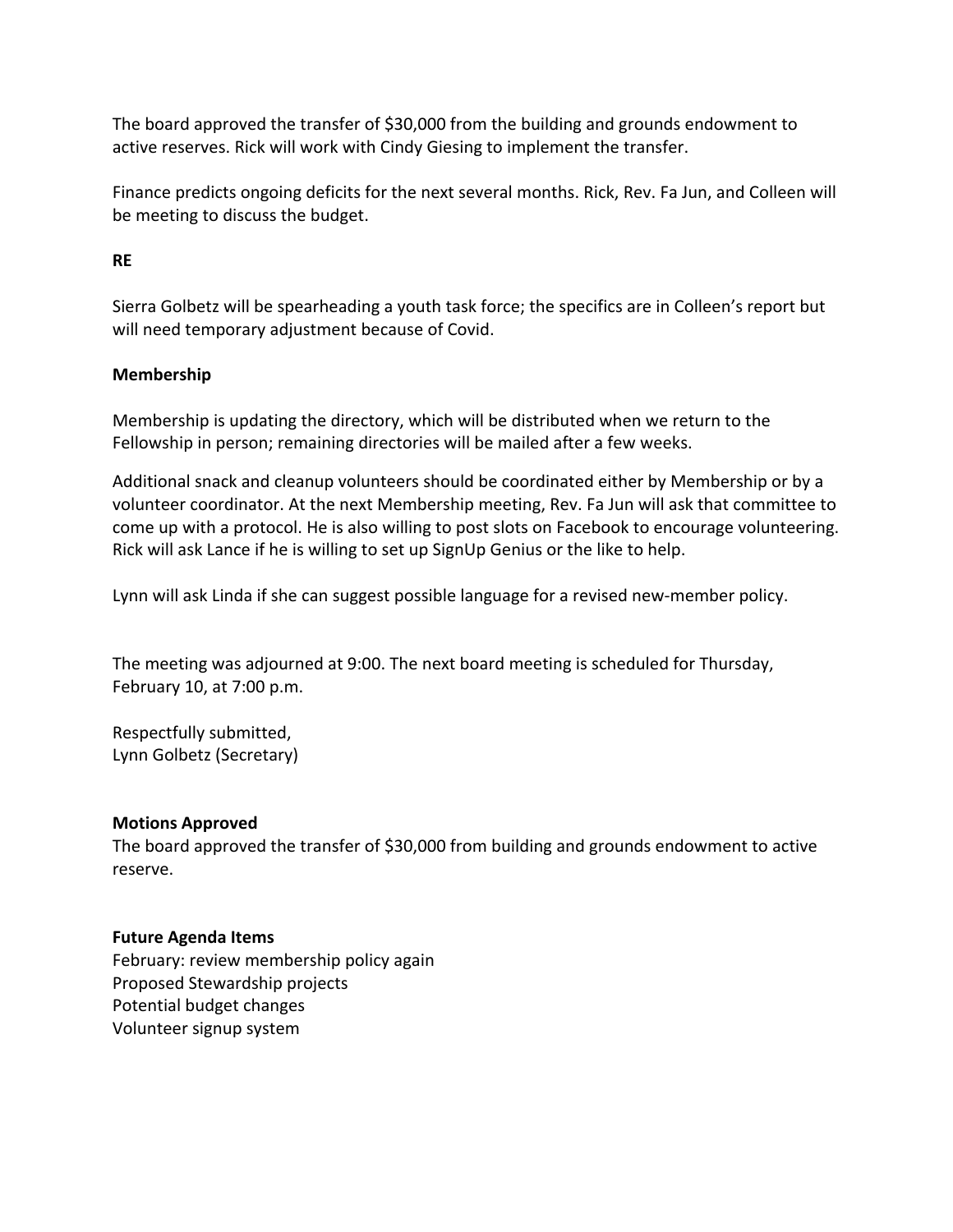The board approved the transfer of $30,000 from the building and grounds endowment to active reserves. Rick will work with Cindy Giesing to implement the transfer.

Finance predicts ongoing deficits for the next several months. Rick, Rev. Fa Jun, and Colleen will be meeting to discuss the budget.

**RE**

Sierra Golbetz will be spearheading a youth task force; the specifics are in Colleen's report but will need temporary adjustment because of Covid.

**Membership**

Membership is updating the directory, which will be distributed when we return to the Fellowship in person; remaining directories will be mailed after a few weeks.

Additional snack and cleanup volunteers should be coordinated either by Membership or by a volunteer coordinator. At the next Membership meeting, Rev. Fa Jun will ask that committee to come up with a protocol. He is also willing to post slots on Facebook to encourage volunteering. Rick will ask Lance if he is willing to set up SignUp Genius or the like to help.

Lynn will ask Linda if she can suggest possible language for a revised new-member policy.

The meeting was adjourned at 9:00. The next board meeting is scheduled for Thursday, February 10, at 7:00 p.m.

Respectfully submitted,
Lynn Golbetz (Secretary)

**Motions Approved**
The board approved the transfer of $30,000 from building and grounds endowment to active reserve.

**Future Agenda Items**
February: review membership policy again
Proposed Stewardship projects
Potential budget changes
Volunteer signup system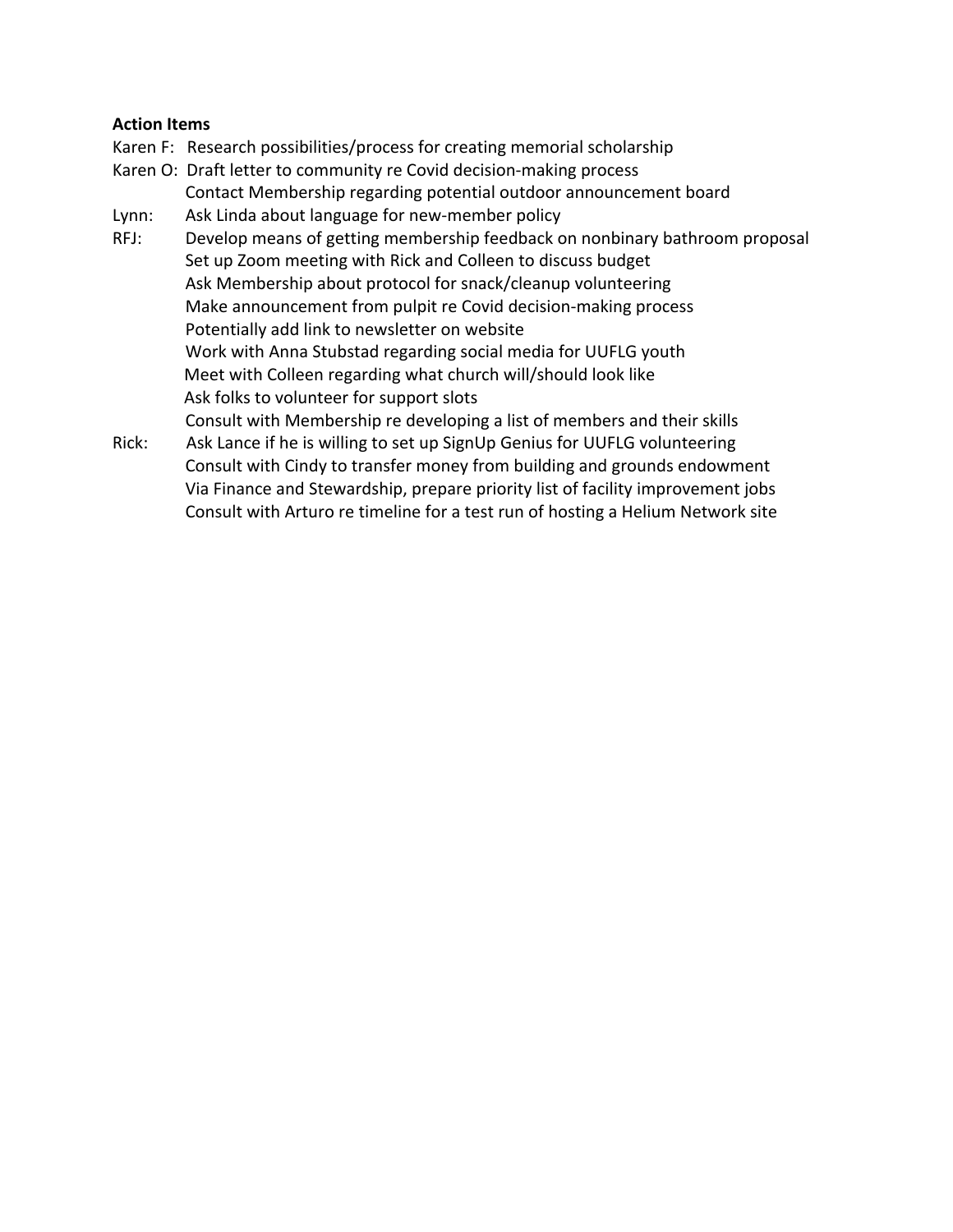**Action Items**

Karen F: Research possibilities/process for creating memorial scholarship

Karen O: Draft letter to community re Covid decision-making process
Contact Membership regarding potential outdoor announcement board

Lynn: Ask Linda about language for new-member policy

RFJ: Develop means of getting membership feedback on nonbinary bathroom proposal
Set up Zoom meeting with Rick and Colleen to discuss budget
Ask Membership about protocol for snack/cleanup volunteering
Make announcement from pulpit re Covid decision-making process
Potentially add link to newsletter on website
Work with Anna Stubstad regarding social media for UUFLG youth
Meet with Colleen regarding what church will/should look like
Ask folks to volunteer for support slots
Consult with Membership re developing a list of members and their skills

Rick: Ask Lance if he is willing to set up SignUp Genius for UUFLG volunteering
Consult with Cindy to transfer money from building and grounds endowment
Via Finance and Stewardship, prepare priority list of facility improvement jobs
Consult with Arturo re timeline for a test run of hosting a Helium Network site